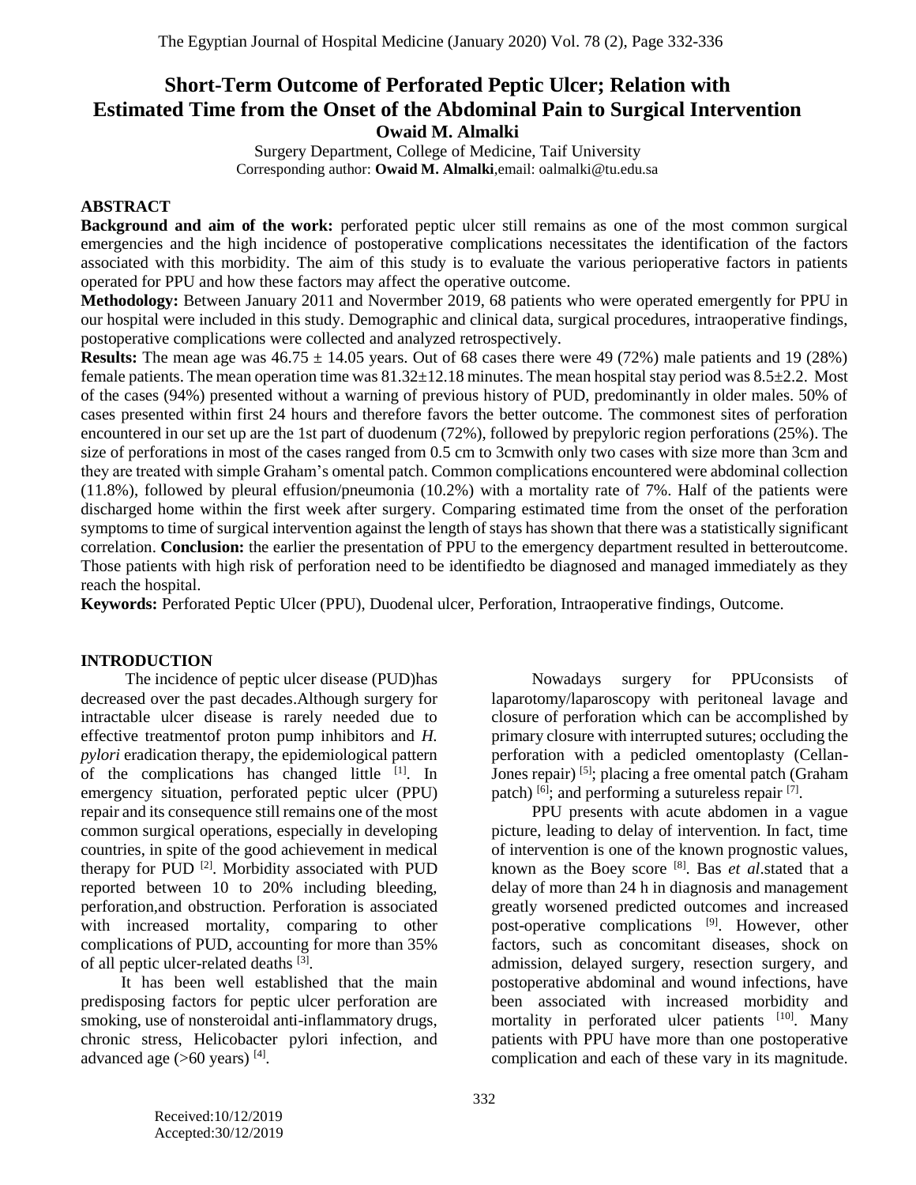# Short-Term Outcome of Perforated Peptic Ulcer; Relation with Estimated Time from the Onset of the Abdominal Pain to Surgical Intervention

**Owaid M. Almalki**

Surgery Department, College of Medicine, Taif University

Corresponding author: **Owaid M. Almalki**,email: oalmalki@tu.edu.sa

## ABSTRACT

**Background and aim of the work:** perforated peptic ulcer still remains as one of the most common surgical emergencies and the high incidence of postoperative complications necessitates the identification of the factors associated with this morbidity. The aim of this study is to evaluate the various perioperative factors in patients operated for PPU and how these factors may affect the operative outcome.

**Methodology:** Between January 2011 and Novermber 2019, 68 patients who were operated emergently for PPU in our hospital were included in this study. Demographic and clinical data, surgical procedures, intraoperative findings, postoperative complications were collected and analyzed retrospectively.

**Results:** The mean age was $46.75 \pm 14.05$ years. Out of 68 cases there were 49 (72%) male patients and 19 (28%) female patients. The mean operation time was $81.32 \pm 12.18$ minutes. The mean hospital stay period was $8.5 \pm 2.2$. Most of the cases (94%) presented without a warning of previous history of PUD, predominantly in older males. 50% of cases presented within first 24 hours and therefore favors the better outcome. The commonest sites of perforation encountered in our set up are the 1st part of duodenum (72%), followed by prepyloric region perforations (25%). The size of perforations in most of the cases ranged from 0.5 cm to 3cmwith only two cases with size more than 3cm and they are treated with simple Graham's omental patch. Common complications encountered were abdominal collection (11.8%), followed by pleural effusion/pneumonia (10.2%) with a mortality rate of 7%. Half of the patients were discharged home within the first week after surgery. Comparing estimated time from the onset of the perforation symptoms to time of surgical intervention against the length of stays has shown that there was a statistically significant correlation. **Conclusion:** the earlier the presentation of PPU to the emergency department resulted in betteroutcome. Those patients with high risk of perforation need to be identifiedto be diagnosed and managed immediately as they reach the hospital.

**Keywords:** Perforated Peptic Ulcer (PPU), Duodenal ulcer, Perforation, Intraoperative findings, Outcome.

## INTRODUCTION

The incidence of peptic ulcer disease (PUD)has decreased over the past decades.Although surgery for intractable ulcer disease is rarely needed due to effective treatmentof proton pump inhibitors and *H. pylori* eradication therapy, the epidemiological pattern of the complications has changed little [1]. In emergency situation, perforated peptic ulcer (PPU) repair and its consequence still remains one of the most common surgical operations, especially in developing countries, in spite of the good achievement in medical therapy for PUD [2]. Morbidity associated with PUD reported between 10 to 20% including bleeding, perforation,and obstruction. Perforation is associated with increased mortality, comparing to other complications of PUD, accounting for more than 35% of all peptic ulcer-related deaths [3].

It has been well established that the main predisposing factors for peptic ulcer perforation are smoking, use of nonsteroidal anti-inflammatory drugs, chronic stress, Helicobacter pylori infection, and advanced age (>60 years) [4].

Nowadays surgery for PPUconsists of laparotomy/laparoscopy with peritoneal lavage and closure of perforation which can be accomplished by primary closure with interrupted sutures; occluding the perforation with a pedicled omentoplasty (Cellan-Jones repair) [5]; placing a free omental patch (Graham patch) [6]; and performing a sutureless repair [7].

PPU presents with acute abdomen in a vague picture, leading to delay of intervention. In fact, time of intervention is one of the known prognostic values, known as the Boey score [8]. Bas *et al*.stated that a delay of more than 24 h in diagnosis and management greatly worsened predicted outcomes and increased post-operative complications [9]. However, other factors, such as concomitant diseases, shock on admission, delayed surgery, resection surgery, and postoperative abdominal and wound infections, have been associated with increased morbidity and mortality in perforated ulcer patients [10]. Many patients with PPU have more than one postoperative complication and each of these vary in its magnitude.

Received:10/12/2019
Accepted:30/12/2019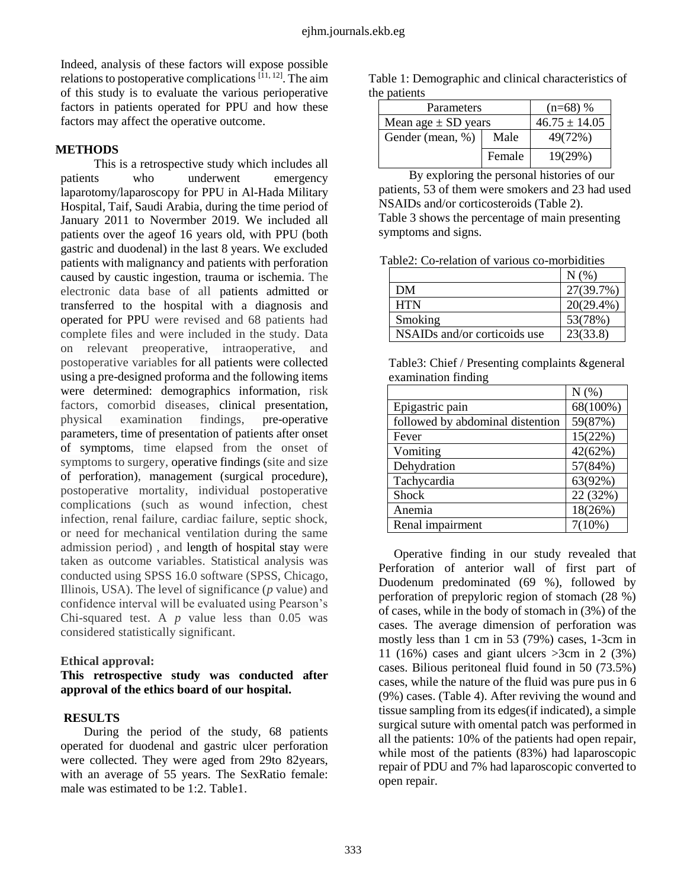Indeed, analysis of these factors will expose possible relations to postoperative complications [11, 12]. The aim of this study is to evaluate the various perioperative factors in patients operated for PPU and how these factors may affect the operative outcome.

## METHODS

This is a retrospective study which includes all patients who underwent emergency laparotomy/laparoscopy for PPU in Al-Hada Military Hospital, Taif, Saudi Arabia, during the time period of January 2011 to Novermber 2019. We included all patients over the ageof 16 years old, with PPU (both gastric and duodenal) in the last 8 years. We excluded patients with malignancy and patients with perforation caused by caustic ingestion, trauma or ischemia. The electronic data base of all patients admitted or transferred to the hospital with a diagnosis and operated for PPU were revised and 68 patients had complete files and were included in the study. Data on relevant preoperative, intraoperative, and postoperative variables for all patients were collected using a pre-designed proforma and the following items were determined: demographics information, risk factors, comorbid diseases, clinical presentation, physical examination findings, pre-operative parameters, time of presentation of patients after onset of symptoms, time elapsed from the onset of symptoms to surgery, operative findings (site and size of perforation), management (surgical procedure), postoperative mortality, individual postoperative complications (such as wound infection, chest infection, renal failure, cardiac failure, septic shock, or need for mechanical ventilation during the same admission period) , and length of hospital stay were taken as outcome variables. Statistical analysis was conducted using SPSS 16.0 software (SPSS, Chicago, Illinois, USA). The level of significance (*p* value) and confidence interval will be evaluated using Pearson's Chi-squared test. A *p* value less than 0.05 was considered statistically significant.

**Ethical approval:**

**This retrospective study was conducted after approval of the ethics board of our hospital.**

## RESULTS

During the period of the study, 68 patients operated for duodenal and gastric ulcer perforation were collected. They were aged from 29to 82years, with an average of 55 years. The SexRatio female: male was estimated to be 1:2. Table1.

Table 1: Demographic and clinical characteristics of the patients

| Parameters | | (n=68) % |
|---|---|---|
| Mean age ± SD years | | 46.75 ± 14.05 |
| Gender (mean, %) | Male | 49(72%) |
| | Female | 19(29%) |

By exploring the personal histories of our patients, 53 of them were smokers and 23 had used NSAIDs and/or corticosteroids (Table 2).
Table 3 shows the percentage of main presenting symptoms and signs.

Table2: Co-relation of various co-morbidities

| | N (%) |
|---|---|
| DM | 27(39.7%) |
| HTN | 20(29.4%) |
| Smoking | 53(78%) |
| NSAIDs and/or corticoids use | 23(33.8) |

Table3: Chief / Presenting complaints &general examination finding

| | N (%) |
|---|---|
| Epigastric pain | 68(100%) |
| followed by abdominal distention | 59(87%) |
| Fever | 15(22%) |
| Vomiting | 42(62%) |
| Dehydration | 57(84%) |
| Tachycardia | 63(92%) |
| Shock | 22 (32%) |
| Anemia | 18(26%) |
| Renal impairment | 7(10%) |

Operative finding in our study revealed that Perforation of anterior wall of first part of Duodenum predominated (69 %), followed by perforation of prepyloric region of stomach (28 %) of cases, while in the body of stomach in (3%) of the cases. The average dimension of perforation was mostly less than 1 cm in 53 (79%) cases, 1-3cm in 11 (16%) cases and giant ulcers >3cm in 2 (3%) cases. Bilious peritoneal fluid found in 50 (73.5%) cases, while the nature of the fluid was pure pus in 6 (9%) cases. (Table 4). After reviving the wound and tissue sampling from its edges(if indicated), a simple surgical suture with omental patch was performed in all the patients: 10% of the patients had open repair, while most of the patients (83%) had laparoscopic repair of PDU and 7% had laparoscopic converted to open repair.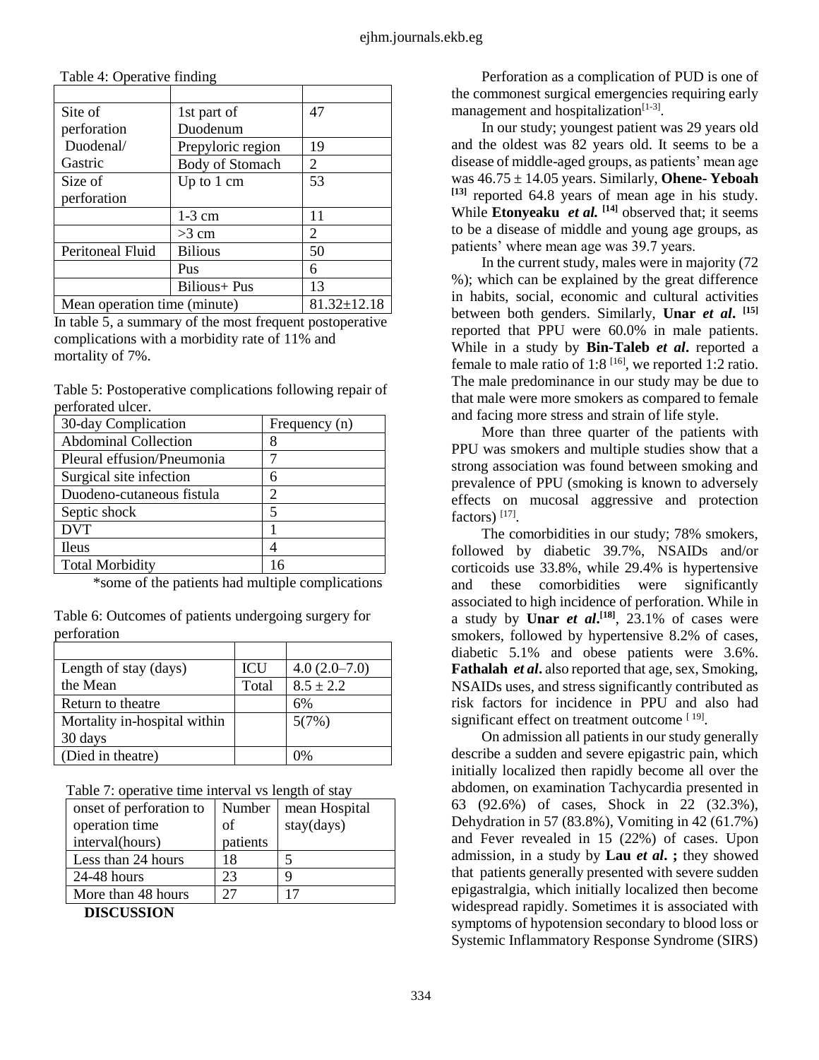Table 4: Operative finding

| | | |
|---|---|---|
| Site of perforation Duodenal/ Gastric | 1st part of Duodenum | 47 |
| | Prepyloric region | 19 |
| | Body of Stomach | 2 |
| Size of perforation | Up to 1 cm | 53 |
| | 1-3 cm | 11 |
| | >3 cm | 2 |
| Peritoneal Fluid | Bilious | 50 |
| | Pus | 6 |
| | Bilious+ Pus | 13 |
| Mean operation time (minute) | | 81.32±12.18 |

In table 5, a summary of the most frequent postoperative complications with a morbidity rate of 11% and mortality of 7%.

Table 5: Postoperative complications following repair of perforated ulcer.

| 30-day Complication | Frequency (n) |
|---|---|
| Abdominal Collection | 8 |
| Pleural effusion/Pneumonia | 7 |
| Surgical site infection | 6 |
| Duodeno-cutaneous fistula | 2 |
| Septic shock | 5 |
| DVT | 1 |
| Ileus | 4 |
| Total Morbidity | 16 |

*some of the patients had multiple complications

Table 6: Outcomes of patients undergoing surgery for perforation

| | | |
|---|---|---|
| Length of stay (days) | ICU | 4.0 (2.0–7.0) |
| the Mean | Total | 8.5 ± 2.2 |
| Return to theatre | | 6% |
| Mortality in-hospital within 30 days | | 5(7%) |
| (Died in theatre) | | 0% |

Table 7: operative time interval vs length of stay

| onset of perforation to operation time interval(hours) | Number of patients | mean Hospital stay(days) |
|---|---|---|
| Less than 24 hours | 18 | 5 |
| 24-48 hours | 23 | 9 |
| More than 48 hours | 27 | 17 |

## DISCUSSION

Perforation as a complication of PUD is one of the commonest surgical emergencies requiring early management and hospitalization[1-3].

In our study; youngest patient was 29 years old and the oldest was 82 years old. It seems to be a disease of middle-aged groups, as patients' mean age was 46.75 ± 14.05 years. Similarly, **Ohene- Yeboah** [13] reported 64.8 years of mean age in his study. While **Etonyeaku** ***et al.*** [14] observed that; it seems to be a disease of middle and young age groups, as patients' where mean age was 39.7 years.

In the current study, males were in majority (72 %); which can be explained by the great difference in habits, social, economic and cultural activities between both genders. Similarly, **Unar** ***et al***. [15] reported that PPU were 60.0% in male patients. While in a study by **Bin-Taleb** ***et al***. reported a female to male ratio of 1:8 [16], we reported 1:2 ratio. The male predominance in our study may be due to that male were more smokers as compared to female and facing more stress and strain of life style.

More than three quarter of the patients with PPU was smokers and multiple studies show that a strong association was found between smoking and prevalence of PPU (smoking is known to adversely effects on mucosal aggressive and protection factors) [17].

The comorbidities in our study; 78% smokers, followed by diabetic 39.7%, NSAIDs and/or corticoids use 33.8%, while 29.4% is hypertensive and these comorbidities were significantly associated to high incidence of perforation. While in a study by **Unar** ***et al***.[18], 23.1% of cases were smokers, followed by hypertensive 8.2% of cases, diabetic 5.1% and obese patients were 3.6%. **Fathalah** ***et al***. also reported that age, sex, Smoking, NSAIDs uses, and stress significantly contributed as risk factors for incidence in PPU and also had significant effect on treatment outcome [19].

On admission all patients in our study generally describe a sudden and severe epigastric pain, which initially localized then rapidly become all over the abdomen, on examination Tachycardia presented in 63 (92.6%) of cases, Shock in 22 (32.3%), Dehydration in 57 (83.8%), Vomiting in 42 (61.7%) and Fever revealed in 15 (22%) of cases. Upon admission, in a study by **Lau** ***et al***. **;** they showed that patients generally presented with severe sudden epigastralgia, which initially localized then become widespread rapidly. Sometimes it is associated with symptoms of hypotension secondary to blood loss or Systemic Inflammatory Response Syndrome (SIRS)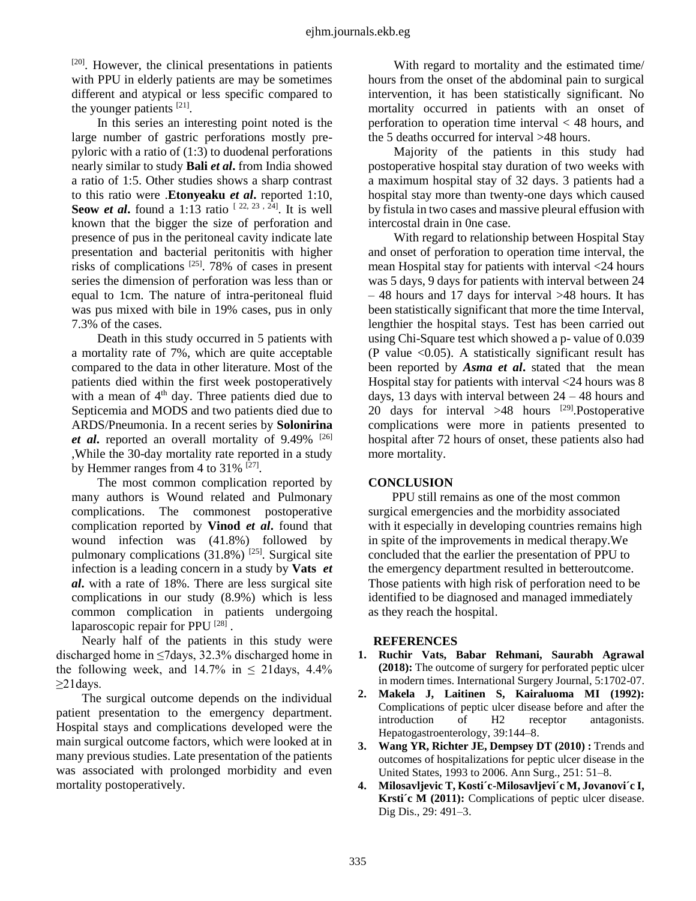[20]. However, the clinical presentations in patients with PPU in elderly patients are may be sometimes different and atypical or less specific compared to the younger patients [21].

In this series an interesting point noted is the large number of gastric perforations mostly prepyloric with a ratio of (1:3) to duodenal perforations nearly similar to study **Bali *et al*.** from India showed a ratio of 1:5. Other studies shows a sharp contrast to this ratio were .**Etonyeaku *et al*.** reported 1:10, **Seow *et al*.** found a 1:13 ratio [22, 23 , 24]. It is well known that the bigger the size of perforation and presence of pus in the peritoneal cavity indicate late presentation and bacterial peritonitis with higher risks of complications [25]. 78% of cases in present series the dimension of perforation was less than or equal to 1cm. The nature of intra-peritoneal fluid was pus mixed with bile in 19% cases, pus in only 7.3% of the cases.

Death in this study occurred in 5 patients with a mortality rate of 7%, which are quite acceptable compared to the data in other literature. Most of the patients died within the first week postoperatively with a mean of 4th day. Three patients died due to Septicemia and MODS and two patients died due to ARDS/Pneumonia. In a recent series by **Solonirina *et al*.** reported an overall mortality of 9.49% [26] ,While the 30-day mortality rate reported in a study by Hemmer ranges from 4 to 31% [27].

The most common complication reported by many authors is Wound related and Pulmonary complications. The commonest postoperative complication reported by **Vinod *et al*.** found that wound infection was (41.8%) followed by pulmonary complications (31.8%) [25]. Surgical site infection is a leading concern in a study by **Vats *et al*.** with a rate of 18%. There are less surgical site complications in our study (8.9%) which is less common complication in patients undergoing laparoscopic repair for PPU [28] .

Nearly half of the patients in this study were discharged home in ≤7days, 32.3% discharged home in the following week, and 14.7% in ≤ 21days, 4.4% ≥21days.

The surgical outcome depends on the individual patient presentation to the emergency department. Hospital stays and complications developed were the main surgical outcome factors, which were looked at in many previous studies. Late presentation of the patients was associated with prolonged morbidity and even mortality postoperatively.

With regard to mortality and the estimated time/ hours from the onset of the abdominal pain to surgical intervention, it has been statistically significant. No mortality occurred in patients with an onset of perforation to operation time interval < 48 hours, and the 5 deaths occurred for interval >48 hours.

Majority of the patients in this study had postoperative hospital stay duration of two weeks with a maximum hospital stay of 32 days. 3 patients had a hospital stay more than twenty-one days which caused by fistula in two cases and massive pleural effusion with intercostal drain in 0ne case.

With regard to relationship between Hospital Stay and onset of perforation to operation time interval, the mean Hospital stay for patients with interval <24 hours was 5 days, 9 days for patients with interval between 24 – 48 hours and 17 days for interval >48 hours. It has been statistically significant that more the time Interval, lengthier the hospital stays. Test has been carried out using Chi-Square test which showed a p- value of 0.039 (P value <0.05). A statistically significant result has been reported by ***Asma et al*.** stated that the mean Hospital stay for patients with interval <24 hours was 8 days, 13 days with interval between 24 – 48 hours and 20 days for interval >48 hours [29].Postoperative complications were more in patients presented to hospital after 72 hours of onset, these patients also had more mortality.

## CONCLUSION

PPU still remains as one of the most common surgical emergencies and the morbidity associated with it especially in developing countries remains high in spite of the improvements in medical therapy.We concluded that the earlier the presentation of PPU to the emergency department resulted in betteroutcome. Those patients with high risk of perforation need to be identified to be diagnosed and managed immediately as they reach the hospital.

## REFERENCES

1. **Ruchir Vats, Babar Rehmani, Saurabh Agrawal (2018):** The outcome of surgery for perforated peptic ulcer in modern times. International Surgery Journal, 5:1702-07.
2. **Makela J, Laitinen S, Kairaluoma MI (1992):** Complications of peptic ulcer disease before and after the introduction of H2 receptor antagonists. Hepatogastroenterology, 39:144–8.
3. **Wang YR, Richter JE, Dempsey DT (2010) :** Trends and outcomes of hospitalizations for peptic ulcer disease in the United States, 1993 to 2006. Ann Surg., 251: 51–8.
4. **Milosavljevic T, Kosti´c-Milosavljevi´c M, Jovanovi´c I, Krsti´c M (2011):** Complications of peptic ulcer disease. Dig Dis., 29: 491–3.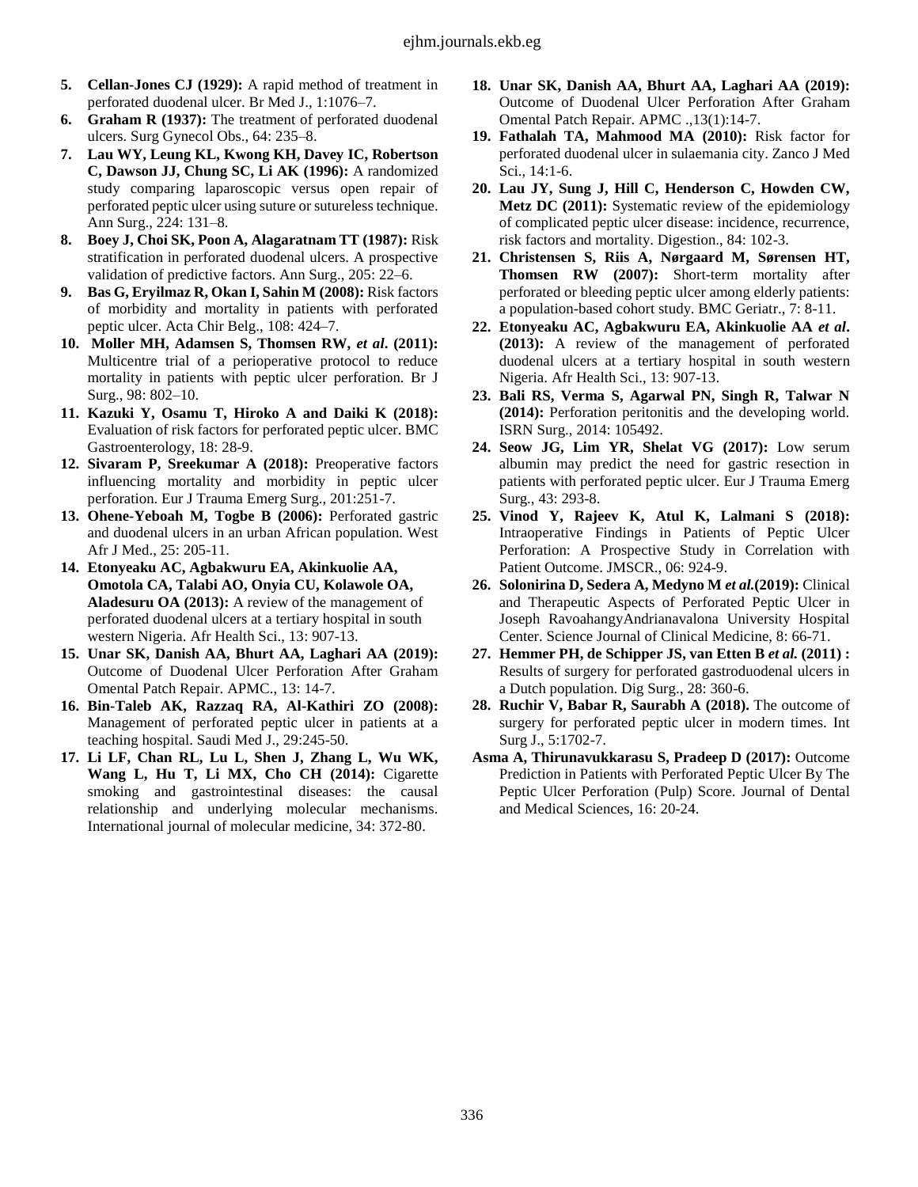5. **Cellan-Jones CJ (1929):** A rapid method of treatment in perforated duodenal ulcer. Br Med J., 1:1076–7.
6. **Graham R (1937):** The treatment of perforated duodenal ulcers. Surg Gynecol Obs., 64: 235–8.
7. **Lau WY, Leung KL, Kwong KH, Davey IC, Robertson C, Dawson JJ, Chung SC, Li AK (1996):** A randomized study comparing laparoscopic versus open repair of perforated peptic ulcer using suture or sutureless technique. Ann Surg., 224: 131–8.
8. **Boey J, Choi SK, Poon A, Alagaratnam TT (1987):** Risk stratification in perforated duodenal ulcers. A prospective validation of predictive factors. Ann Surg., 205: 22–6.
9. **Bas G, Eryilmaz R, Okan I, Sahin M (2008):** Risk factors of morbidity and mortality in patients with perforated peptic ulcer. Acta Chir Belg., 108: 424–7.
10. **Moller MH, Adamsen S, Thomsen RW, *et al*. (2011):** Multicentre trial of a perioperative protocol to reduce mortality in patients with peptic ulcer perforation. Br J Surg., 98: 802–10.
11. **Kazuki Y, Osamu T, Hiroko A and Daiki K (2018):** Evaluation of risk factors for perforated peptic ulcer. BMC Gastroenterology, 18: 28-9.
12. **Sivaram P, Sreekumar A (2018):** Preoperative factors influencing mortality and morbidity in peptic ulcer perforation. Eur J Trauma Emerg Surg., 201:251-7.
13. **Ohene-Yeboah M, Togbe B (2006):** Perforated gastric and duodenal ulcers in an urban African population. West Afr J Med., 25: 205-11.
14. **Etonyeaku AC, Agbakwuru EA, Akinkuolie AA, Omotola CA, Talabi AO, Onyia CU, Kolawole OA, Aladesuru OA (2013):** A review of the management of perforated duodenal ulcers at a tertiary hospital in south western Nigeria. Afr Health Sci., 13: 907-13.
15. **Unar SK, Danish AA, Bhurt AA, Laghari AA (2019):** Outcome of Duodenal Ulcer Perforation After Graham Omental Patch Repair. APMC., 13: 14-7.
16. **Bin-Taleb AK, Razzaq RA, Al-Kathiri ZO (2008):** Management of perforated peptic ulcer in patients at a teaching hospital. Saudi Med J., 29:245-50.
17. **Li LF, Chan RL, Lu L, Shen J, Zhang L, Wu WK, Wang L, Hu T, Li MX, Cho CH (2014):** Cigarette smoking and gastrointestinal diseases: the causal relationship and underlying molecular mechanisms. International journal of molecular medicine, 34: 372-80.
18. **Unar SK, Danish AA, Bhurt AA, Laghari AA (2019):** Outcome of Duodenal Ulcer Perforation After Graham Omental Patch Repair. APMC .,13(1):14-7.
19. **Fathalah TA, Mahmood MA (2010):** Risk factor for perforated duodenal ulcer in sulaemania city. Zanco J Med Sci., 14:1-6.
20. **Lau JY, Sung J, Hill C, Henderson C, Howden CW, Metz DC (2011):** Systematic review of the epidemiology of complicated peptic ulcer disease: incidence, recurrence, risk factors and mortality. Digestion., 84: 102-3.
21. **Christensen S, Riis A, Nørgaard M, Sørensen HT, Thomsen RW (2007):** Short-term mortality after perforated or bleeding peptic ulcer among elderly patients: a population-based cohort study. BMC Geriatr., 7: 8-11.
22. **Etonyeaku AC, Agbakwuru EA, Akinkuolie AA *et al*. (2013):** A review of the management of perforated duodenal ulcers at a tertiary hospital in south western Nigeria. Afr Health Sci., 13: 907-13.
23. **Bali RS, Verma S, Agarwal PN, Singh R, Talwar N (2014):** Perforation peritonitis and the developing world. ISRN Surg., 2014: 105492.
24. **Seow JG, Lim YR, Shelat VG (2017):** Low serum albumin may predict the need for gastric resection in patients with perforated peptic ulcer. Eur J Trauma Emerg Surg., 43: 293-8.
25. **Vinod Y, Rajeev K, Atul K, Lalmani S (2018):** Intraoperative Findings in Patients of Peptic Ulcer Perforation: A Prospective Study in Correlation with Patient Outcome. JMSCR., 06: 924-9.
26. **Solonirina D, Sedera A, Medyno M *et al.*(2019):** Clinical and Therapeutic Aspects of Perforated Peptic Ulcer in Joseph RavoahangyAndrianavalona University Hospital Center. Science Journal of Clinical Medicine, 8: 66-71.
27. **Hemmer PH, de Schipper JS, van Etten B *et al.* (2011) :** Results of surgery for perforated gastroduodenal ulcers in a Dutch population. Dig Surg., 28: 360-6.
28. **Ruchir V, Babar R, Saurabh A (2018).** The outcome of surgery for perforated peptic ulcer in modern times. Int Surg J., 5:1702-7.

**Asma A, Thirunavukkarasu S, Pradeep D (2017):** Outcome Prediction in Patients with Perforated Peptic Ulcer By The Peptic Ulcer Perforation (Pulp) Score. Journal of Dental and Medical Sciences, 16: 20-24.